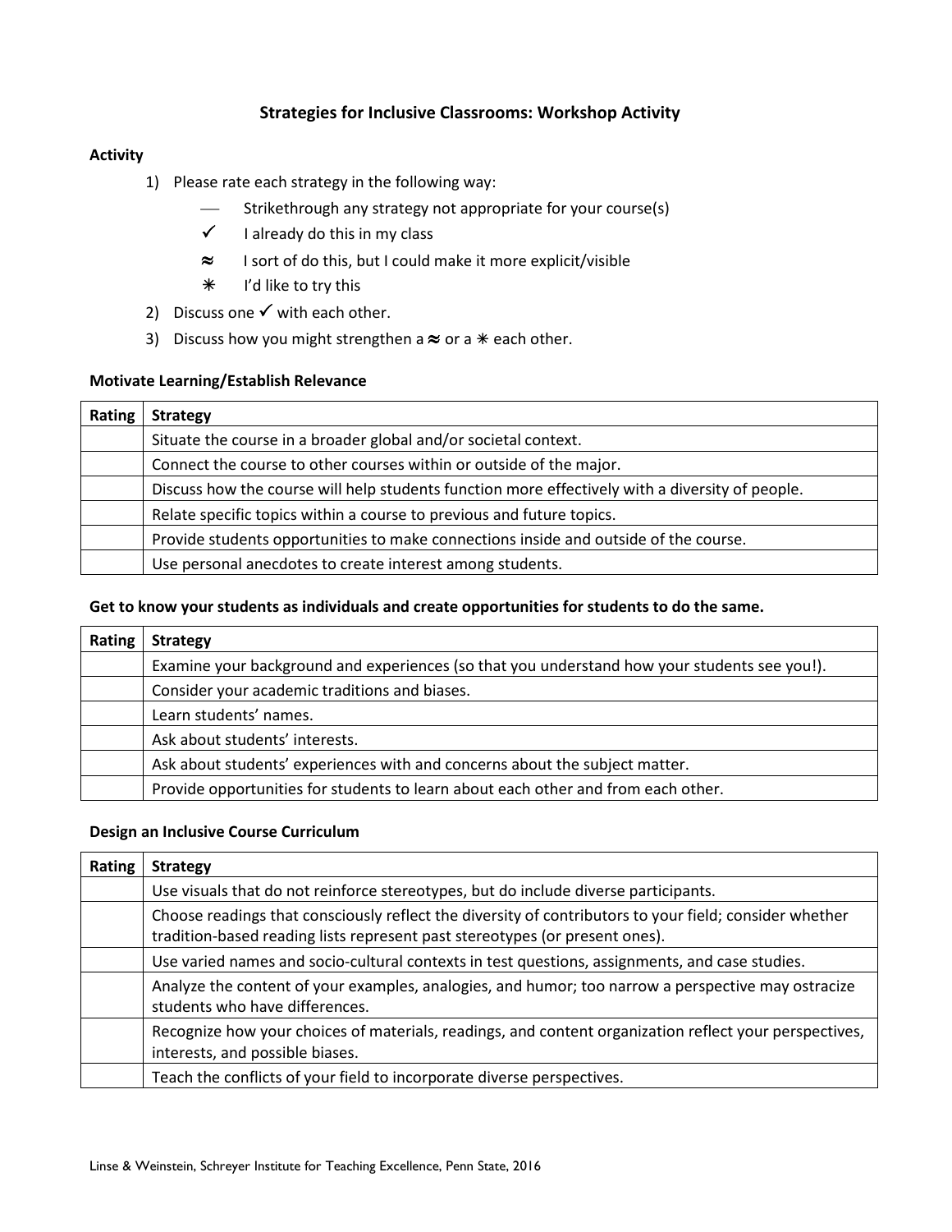# Strategies for Inclusive Classrooms: Workshop Activity

**Activity**

1) Please rate each strategy in the following way:
   - — Strikethrough any strategy not appropriate for your course(s)
   - ✓ I already do this in my class
   - ≈ I sort of do this, but I could make it more explicit/visible
   - ✳ I'd like to try this
2) Discuss one ✓ with each other.
3) Discuss how you might strengthen a ≈ or a ✳ each other.

**Motivate Learning/Establish Relevance**

| Rating | Strategy |
|---|---|
| | Situate the course in a broader global and/or societal context. |
| | Connect the course to other courses within or outside of the major. |
| | Discuss how the course will help students function more effectively with a diversity of people. |
| | Relate specific topics within a course to previous and future topics. |
| | Provide students opportunities to make connections inside and outside of the course. |
| | Use personal anecdotes to create interest among students. |

**Get to know your students as individuals and create opportunities for students to do the same.**

| Rating | Strategy |
|---|---|
| | Examine your background and experiences (so that you understand how your students see you!). |
| | Consider your academic traditions and biases. |
| | Learn students' names. |
| | Ask about students' interests. |
| | Ask about students' experiences with and concerns about the subject matter. |
| | Provide opportunities for students to learn about each other and from each other. |

**Design an Inclusive Course Curriculum**

| Rating | Strategy |
|---|---|
| | Use visuals that do not reinforce stereotypes, but do include diverse participants. |
| | Choose readings that consciously reflect the diversity of contributors to your field; consider whether tradition-based reading lists represent past stereotypes (or present ones). |
| | Use varied names and socio-cultural contexts in test questions, assignments, and case studies. |
| | Analyze the content of your examples, analogies, and humor; too narrow a perspective may ostracize students who have differences. |
| | Recognize how your choices of materials, readings, and content organization reflect your perspectives, interests, and possible biases. |
| | Teach the conflicts of your field to incorporate diverse perspectives. |

Linse & Weinstein, Schreyer Institute for Teaching Excellence, Penn State, 2016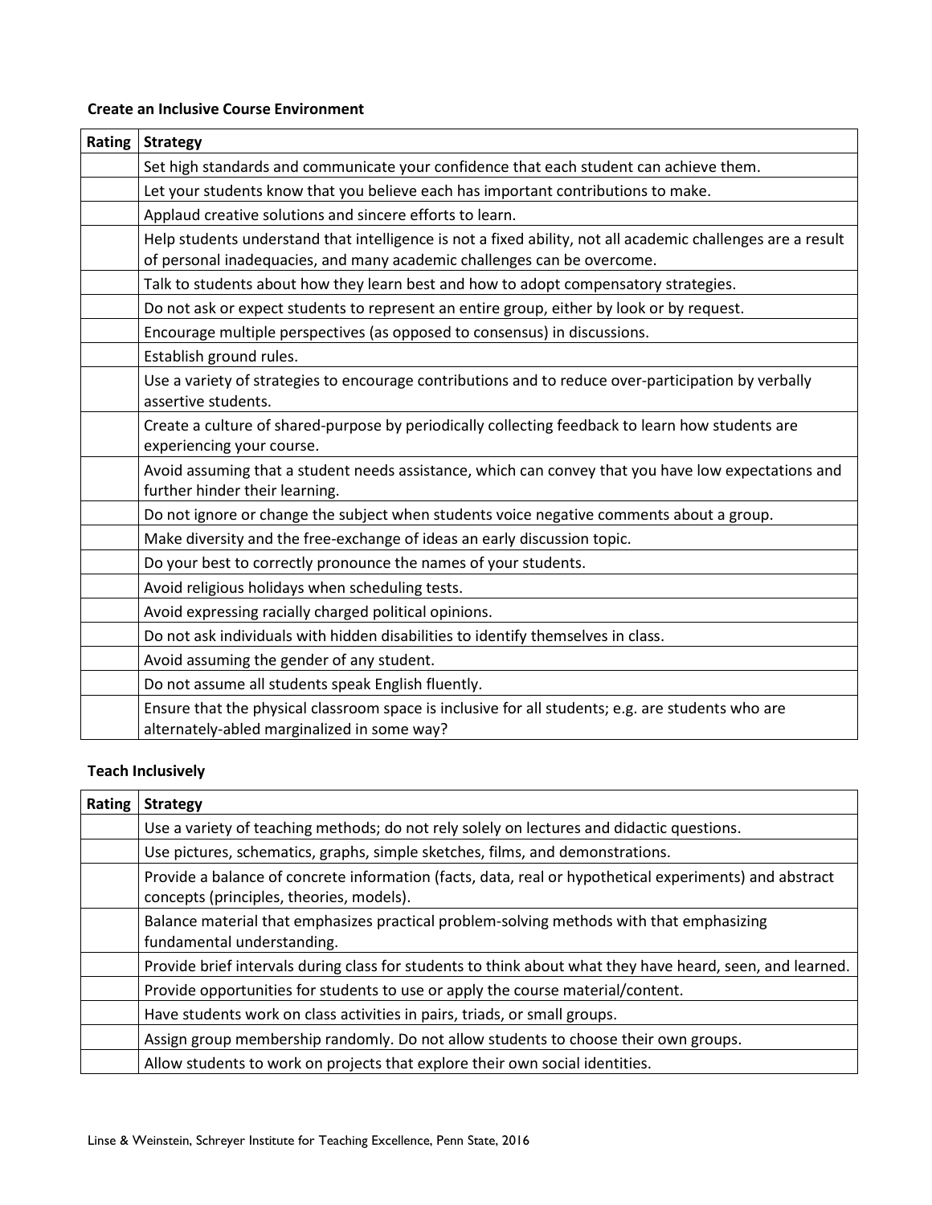**Create an Inclusive Course Environment**

| Rating | Strategy |
|---|---|
| | Set high standards and communicate your confidence that each student can achieve them. |
| | Let your students know that you believe each has important contributions to make. |
| | Applaud creative solutions and sincere efforts to learn. |
| | Help students understand that intelligence is not a fixed ability, not all academic challenges are a result of personal inadequacies, and many academic challenges can be overcome. |
| | Talk to students about how they learn best and how to adopt compensatory strategies. |
| | Do not ask or expect students to represent an entire group, either by look or by request. |
| | Encourage multiple perspectives (as opposed to consensus) in discussions. |
| | Establish ground rules. |
| | Use a variety of strategies to encourage contributions and to reduce over-participation by verbally assertive students. |
| | Create a culture of shared-purpose by periodically collecting feedback to learn how students are experiencing your course. |
| | Avoid assuming that a student needs assistance, which can convey that you have low expectations and further hinder their learning. |
| | Do not ignore or change the subject when students voice negative comments about a group. |
| | Make diversity and the free-exchange of ideas an early discussion topic. |
| | Do your best to correctly pronounce the names of your students. |
| | Avoid religious holidays when scheduling tests. |
| | Avoid expressing racially charged political opinions. |
| | Do not ask individuals with hidden disabilities to identify themselves in class. |
| | Avoid assuming the gender of any student. |
| | Do not assume all students speak English fluently. |
| | Ensure that the physical classroom space is inclusive for all students; e.g. are students who are alternately-abled marginalized in some way? |

**Teach Inclusively**

| Rating | Strategy |
|---|---|
| | Use a variety of teaching methods; do not rely solely on lectures and didactic questions. |
| | Use pictures, schematics, graphs, simple sketches, films, and demonstrations. |
| | Provide a balance of concrete information (facts, data, real or hypothetical experiments) and abstract concepts (principles, theories, models). |
| | Balance material that emphasizes practical problem-solving methods with that emphasizing fundamental understanding. |
| | Provide brief intervals during class for students to think about what they have heard, seen, and learned. |
| | Provide opportunities for students to use or apply the course material/content. |
| | Have students work on class activities in pairs, triads, or small groups. |
| | Assign group membership randomly. Do not allow students to choose their own groups. |
| | Allow students to work on projects that explore their own social identities. |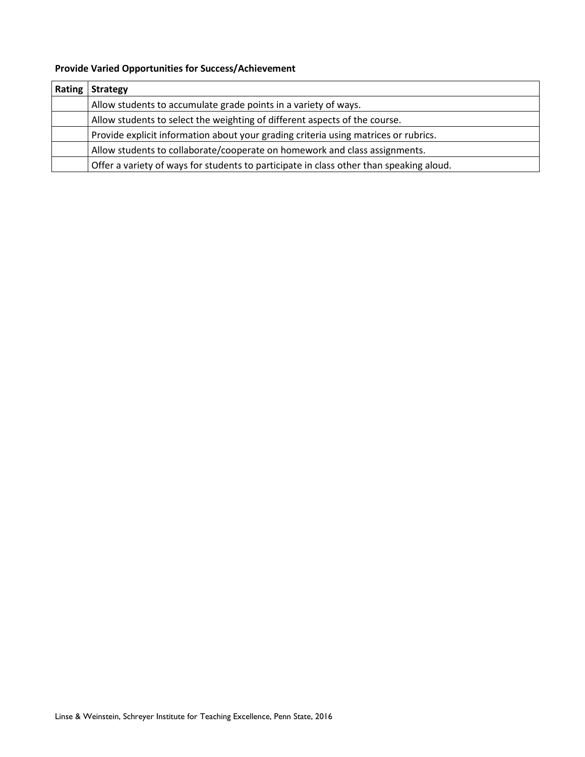**Provide Varied Opportunities for Success/Achievement**

| Rating | Strategy |
| --- | --- |
| | Allow students to accumulate grade points in a variety of ways. |
| | Allow students to select the weighting of different aspects of the course. |
| | Provide explicit information about your grading criteria using matrices or rubrics. |
| | Allow students to collaborate/cooperate on homework and class assignments. |
| | Offer a variety of ways for students to participate in class other than speaking aloud. |